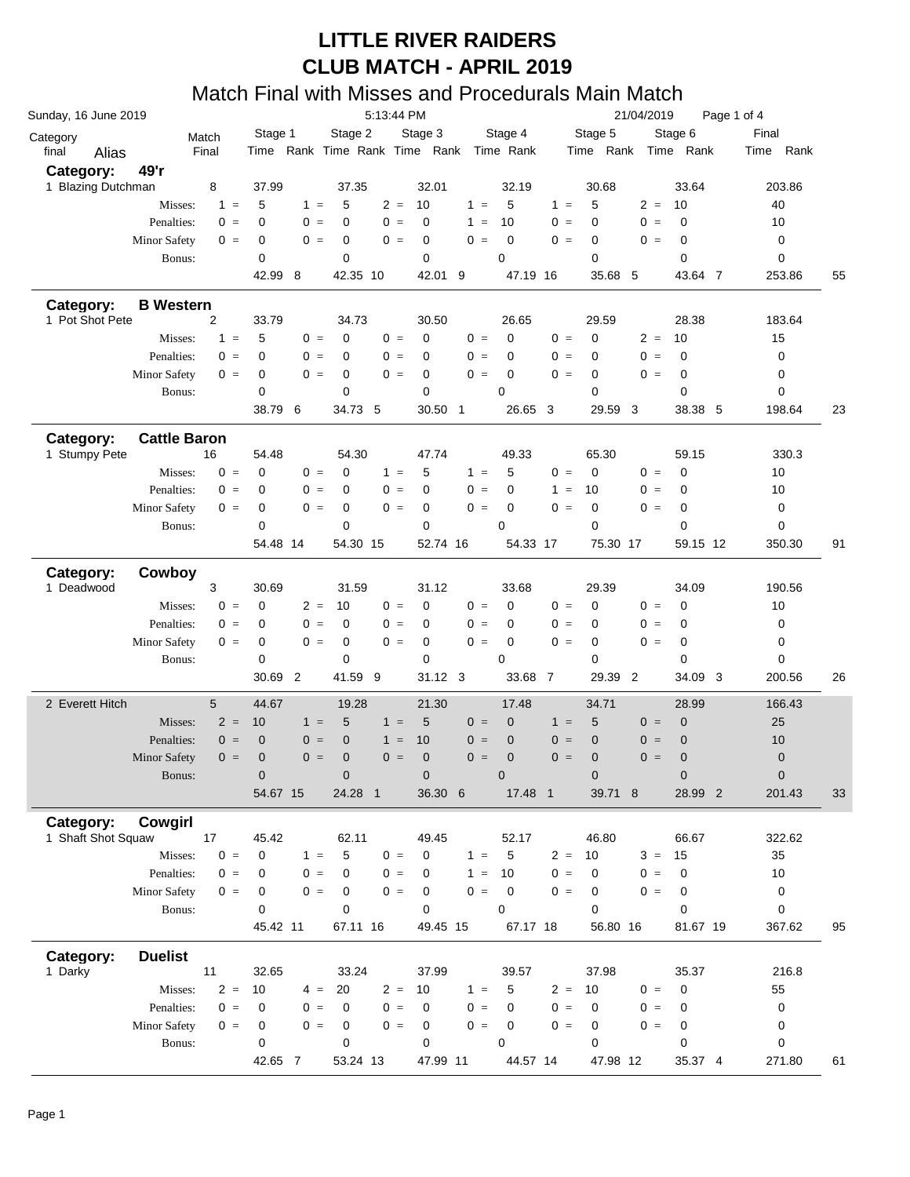# LITTLE RIVER RAIDERS
# CLUB MATCH - APRIL 2019
## Match Final with Misses and Procedurals Main Match

Sunday, 16 June 2019 — 5:13:44 PM — 21/04/2019

| Category final | Alias | | Match Final | Stage 1 Time | Rank | Stage 2 Time | Rank | Stage 3 Time | Rank | Stage 4 Time | Rank | Stage 5 Time | Rank | Stage 6 Time | Rank | Final Time | Rank |
|---|---|---|---|---|---|---|---|---|---|---|---|---|---|---|---|---|---|
| **Category: 49'r** | | | | | | | | | | | | | | | | | |
| 1 | Blazing Dutchman | | 8 | 37.99 | | 37.35 | | 32.01 | | 32.19 | | 30.68 | | 33.64 | | 203.86 | |
| | | Misses: | | 1 = 5 | | 1 = 5 | | 2 = 10 | | 1 = 5 | | 1 = 5 | | 2 = 10 | | 40 | |
| | | Penalties: | | 0 = 0 | | 0 = 0 | | 0 = 0 | | 1 = 10 | | 0 = 0 | | 0 = 0 | | 10 | |
| | | Minor Safety | | 0 = 0 | | 0 = 0 | | 0 = 0 | | 0 = 0 | | 0 = 0 | | 0 = 0 | | 0 | |
| | | Bonus: | | 0 | | 0 | | 0 | | 0 | | 0 | | 0 | | 0 | |
| | | | | 42.99 | 8 | 42.35 | 10 | 42.01 | 9 | 47.19 | 16 | 35.68 | 5 | 43.64 | 7 | 253.86 | 55 |
| **Category: B Western** | | | | | | | | | | | | | | | | | |
| 1 | Pot Shot Pete | | 2 | 33.79 | | 34.73 | | 30.50 | | 26.65 | | 29.59 | | 28.38 | | 183.64 | |
| | | Misses: | | 1 = 5 | | 0 = 0 | | 0 = 0 | | 0 = 0 | | 0 = 0 | | 2 = 10 | | 15 | |
| | | Penalties: | | 0 = 0 | | 0 = 0 | | 0 = 0 | | 0 = 0 | | 0 = 0 | | 0 = 0 | | 0 | |
| | | Minor Safety | | 0 = 0 | | 0 = 0 | | 0 = 0 | | 0 = 0 | | 0 = 0 | | 0 = 0 | | 0 | |
| | | Bonus: | | 0 | | 0 | | 0 | | 0 | | 0 | | 0 | | 0 | |
| | | | | 38.79 | 6 | 34.73 | 5 | 30.50 | 1 | 26.65 | 3 | 29.59 | 3 | 38.38 | 5 | 198.64 | 23 |
| **Category: Cattle Baron** | | | | | | | | | | | | | | | | | |
| 1 | Stumpy Pete | | 16 | 54.48 | | 54.30 | | 47.74 | | 49.33 | | 65.30 | | 59.15 | | 330.3 | |
| | | Misses: | | 0 = 0 | | 0 = 0 | | 1 = 5 | | 1 = 5 | | 0 = 0 | | 0 = 0 | | 10 | |
| | | Penalties: | | 0 = 0 | | 0 = 0 | | 0 = 0 | | 0 = 0 | | 1 = 10 | | 0 = 0 | | 10 | |
| | | Minor Safety | | 0 = 0 | | 0 = 0 | | 0 = 0 | | 0 = 0 | | 0 = 0 | | 0 = 0 | | 0 | |
| | | Bonus: | | 0 | | 0 | | 0 | | 0 | | 0 | | 0 | | 0 | |
| | | | | 54.48 | 14 | 54.30 | 15 | 52.74 | 16 | 54.33 | 17 | 75.30 | 17 | 59.15 | 12 | 350.30 | 91 |
| **Category: Cowboy** | | | | | | | | | | | | | | | | | |
| 1 | Deadwood | | 3 | 30.69 | | 31.59 | | 31.12 | | 33.68 | | 29.39 | | 34.09 | | 190.56 | |
| | | Misses: | | 0 = 0 | | 2 = 10 | | 0 = 0 | | 0 = 0 | | 0 = 0 | | 0 = 0 | | 10 | |
| | | Penalties: | | 0 = 0 | | 0 = 0 | | 0 = 0 | | 0 = 0 | | 0 = 0 | | 0 = 0 | | 0 | |
| | | Minor Safety | | 0 = 0 | | 0 = 0 | | 0 = 0 | | 0 = 0 | | 0 = 0 | | 0 = 0 | | 0 | |
| | | Bonus: | | 0 | | 0 | | 0 | | 0 | | 0 | | 0 | | 0 | |
| | | | | 30.69 | 2 | 41.59 | 9 | 31.12 | 3 | 33.68 | 7 | 29.39 | 2 | 34.09 | 3 | 200.56 | 26 |
| 2 | Everett Hitch | | 5 | 44.67 | | 19.28 | | 21.30 | | 17.48 | | 34.71 | | 28.99 | | 166.43 | |
| | | Misses: | | 2 = 10 | | 1 = 5 | | 1 = 5 | | 0 = 0 | | 1 = 5 | | 0 = 0 | | 25 | |
| | | Penalties: | | 0 = 0 | | 0 = 0 | | 1 = 10 | | 0 = 0 | | 0 = 0 | | 0 = 0 | | 10 | |
| | | Minor Safety | | 0 = 0 | | 0 = 0 | | 0 = 0 | | 0 = 0 | | 0 = 0 | | 0 = 0 | | 0 | |
| | | Bonus: | | 0 | | 0 | | 0 | | 0 | | 0 | | 0 | | 0 | |
| | | | | 54.67 | 15 | 24.28 | 1 | 36.30 | 6 | 17.48 | 1 | 39.71 | 8 | 28.99 | 2 | 201.43 | 33 |
| **Category: Cowgirl** | | | | | | | | | | | | | | | | | |
| 1 | Shaft Shot Squaw | | 17 | 45.42 | | 62.11 | | 49.45 | | 52.17 | | 46.80 | | 66.67 | | 322.62 | |
| | | Misses: | | 0 = 0 | | 1 = 5 | | 0 = 0 | | 1 = 5 | | 2 = 10 | | 3 = 15 | | 35 | |
| | | Penalties: | | 0 = 0 | | 0 = 0 | | 0 = 0 | | 1 = 10 | | 0 = 0 | | 0 = 0 | | 10 | |
| | | Minor Safety | | 0 = 0 | | 0 = 0 | | 0 = 0 | | 0 = 0 | | 0 = 0 | | 0 = 0 | | 0 | |
| | | Bonus: | | 0 | | 0 | | 0 | | 0 | | 0 | | 0 | | 0 | |
| | | | | 45.42 | 11 | 67.11 | 16 | 49.45 | 15 | 67.17 | 18 | 56.80 | 16 | 81.67 | 19 | 367.62 | 95 |
| **Category: Duelist** | | | | | | | | | | | | | | | | | |
| 1 | Darky | | 11 | 32.65 | | 33.24 | | 37.99 | | 39.57 | | 37.98 | | 35.37 | | 216.8 | |
| | | Misses: | | 2 = 10 | | 4 = 20 | | 2 = 10 | | 1 = 5 | | 2 = 10 | | 0 = 0 | | 55 | |
| | | Penalties: | | 0 = 0 | | 0 = 0 | | 0 = 0 | | 0 = 0 | | 0 = 0 | | 0 = 0 | | 0 | |
| | | Minor Safety | | 0 = 0 | | 0 = 0 | | 0 = 0 | | 0 = 0 | | 0 = 0 | | 0 = 0 | | 0 | |
| | | Bonus: | | 0 | | 0 | | 0 | | 0 | | 0 | | 0 | | 0 | |
| | | | | 42.65 | 7 | 53.24 | 13 | 47.99 | 11 | 44.57 | 14 | 47.98 | 12 | 35.37 | 4 | 271.80 | 61 |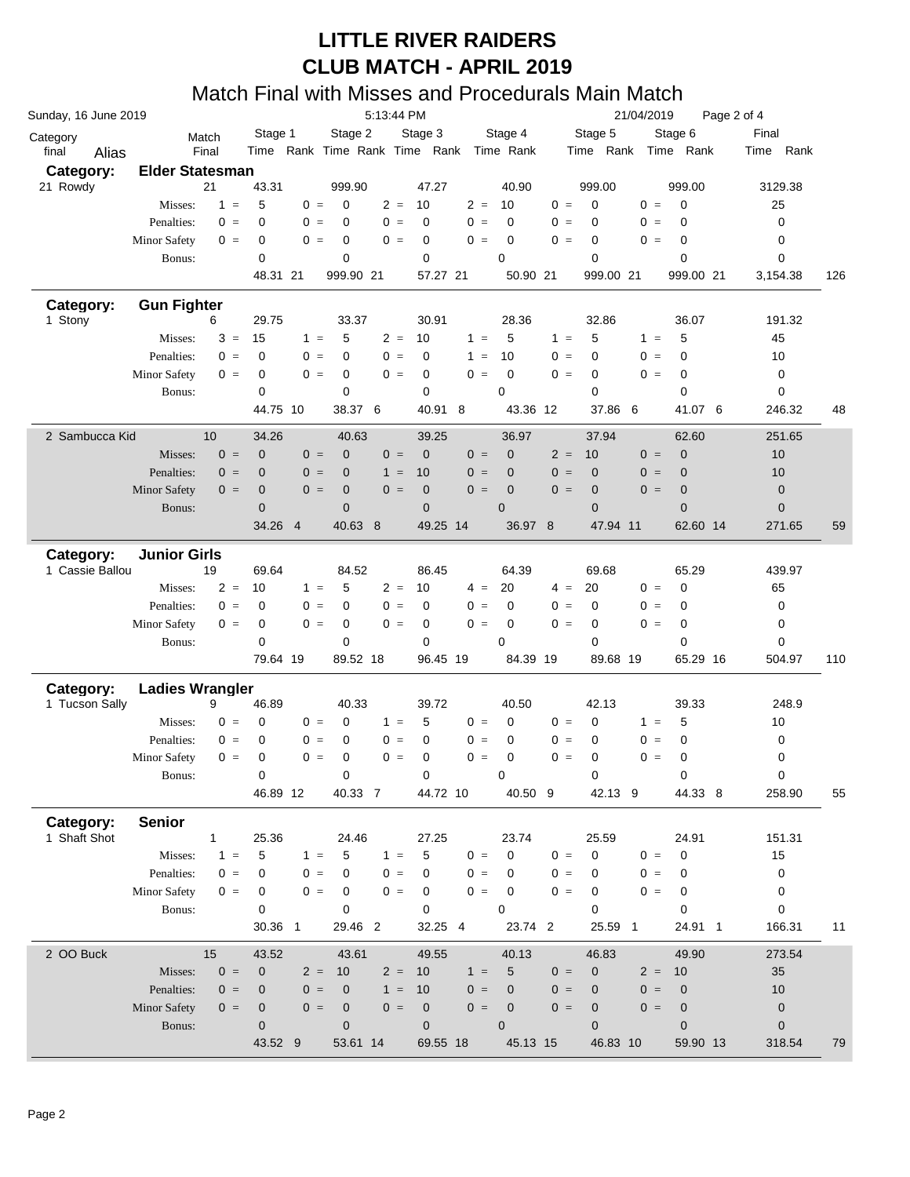# LITTLE RIVER RAIDERS
# CLUB MATCH - APRIL 2019

## Match Final with Misses and Procedurals Main Match

Sunday, 16 June 2019 | 5:13:44 PM | 21/04/2019

| Category final / Alias | | Match Final | Stage 1 Time | Rank | Stage 2 Time | Rank | Stage 3 Time | Rank | Stage 4 Time | Rank | Stage 5 Time | Rank | Stage 6 Time | Rank | Final Time | Rank |
|---|---|---|---|---|---|---|---|---|---|---|---|---|---|---|---|---|
| **Category: Elder Statesman** | | | | | | | | | | | | | | | | |
| 21 Rowdy | | 21 | 43.31 | | 999.90 | | 47.27 | | 40.90 | | 999.00 | | 999.00 | | 3129.38 | |
| | Misses: | | 1 = 5 | | 0 = 0 | | 2 = 10 | | 2 = 10 | | 0 = 0 | | 0 = 0 | | 25 | |
| | Penalties: | | 0 = 0 | | 0 = 0 | | 0 = 0 | | 0 = 0 | | 0 = 0 | | 0 = 0 | | 0 | |
| | Minor Safety | | 0 = 0 | | 0 = 0 | | 0 = 0 | | 0 = 0 | | 0 = 0 | | 0 = 0 | | 0 | |
| | Bonus: | | 0 | | 0 | | 0 | | 0 | | 0 | | 0 | | 0 | |
| | | | 48.31 | 21 | 999.90 | 21 | 57.27 | 21 | 50.90 | 21 | 999.00 | 21 | 999.00 | 21 | 3,154.38 | 126 |
| **Category: Gun Fighter** | | | | | | | | | | | | | | | | |
| 1 Stony | | 6 | 29.75 | | 33.37 | | 30.91 | | 28.36 | | 32.86 | | 36.07 | | 191.32 | |
| | Misses: | | 3 = 15 | | 1 = 5 | | 2 = 10 | | 1 = 5 | | 1 = 5 | | 1 = 5 | | 45 | |
| | Penalties: | | 0 = 0 | | 0 = 0 | | 0 = 0 | | 1 = 10 | | 0 = 0 | | 0 = 0 | | 10 | |
| | Minor Safety | | 0 = 0 | | 0 = 0 | | 0 = 0 | | 0 = 0 | | 0 = 0 | | 0 = 0 | | 0 | |
| | Bonus: | | 0 | | 0 | | 0 | | 0 | | 0 | | 0 | | 0 | |
| | | | 44.75 | 10 | 38.37 | 6 | 40.91 | 8 | 43.36 | 12 | 37.86 | 6 | 41.07 | 6 | 246.32 | 48 |
| 2 Sambucca Kid | | 10 | 34.26 | | 40.63 | | 39.25 | | 36.97 | | 37.94 | | 62.60 | | 251.65 | |
| | Misses: | | 0 = 0 | | 0 = 0 | | 0 = 0 | | 0 = 0 | | 2 = 10 | | 0 = 0 | | 10 | |
| | Penalties: | | 0 = 0 | | 0 = 0 | | 1 = 10 | | 0 = 0 | | 0 = 0 | | 0 = 0 | | 10 | |
| | Minor Safety | | 0 = 0 | | 0 = 0 | | 0 = 0 | | 0 = 0 | | 0 = 0 | | 0 = 0 | | 0 | |
| | Bonus: | | 0 | | 0 | | 0 | | 0 | | 0 | | 0 | | 0 | |
| | | | 34.26 | 4 | 40.63 | 8 | 49.25 | 14 | 36.97 | 8 | 47.94 | 11 | 62.60 | 14 | 271.65 | 59 |
| **Category: Junior Girls** | | | | | | | | | | | | | | | | |
| 1 Cassie Ballou | | 19 | 69.64 | | 84.52 | | 86.45 | | 64.39 | | 69.68 | | 65.29 | | 439.97 | |
| | Misses: | | 2 = 10 | | 1 = 5 | | 2 = 10 | | 4 = 20 | | 4 = 20 | | 0 = 0 | | 65 | |
| | Penalties: | | 0 = 0 | | 0 = 0 | | 0 = 0 | | 0 = 0 | | 0 = 0 | | 0 = 0 | | 0 | |
| | Minor Safety | | 0 = 0 | | 0 = 0 | | 0 = 0 | | 0 = 0 | | 0 = 0 | | 0 = 0 | | 0 | |
| | Bonus: | | 0 | | 0 | | 0 | | 0 | | 0 | | 0 | | 0 | |
| | | | 79.64 | 19 | 89.52 | 18 | 96.45 | 19 | 84.39 | 19 | 89.68 | 19 | 65.29 | 16 | 504.97 | 110 |
| **Category: Ladies Wrangler** | | | | | | | | | | | | | | | | |
| 1 Tucson Sally | | 9 | 46.89 | | 40.33 | | 39.72 | | 40.50 | | 42.13 | | 39.33 | | 248.9 | |
| | Misses: | | 0 = 0 | | 0 = 0 | | 1 = 5 | | 0 = 0 | | 0 = 0 | | 1 = 5 | | 10 | |
| | Penalties: | | 0 = 0 | | 0 = 0 | | 0 = 0 | | 0 = 0 | | 0 = 0 | | 0 = 0 | | 0 | |
| | Minor Safety | | 0 = 0 | | 0 = 0 | | 0 = 0 | | 0 = 0 | | 0 = 0 | | 0 = 0 | | 0 | |
| | Bonus: | | 0 | | 0 | | 0 | | 0 | | 0 | | 0 | | 0 | |
| | | | 46.89 | 12 | 40.33 | 7 | 44.72 | 10 | 40.50 | 9 | 42.13 | 9 | 44.33 | 8 | 258.90 | 55 |
| **Category: Senior** | | | | | | | | | | | | | | | | |
| 1 Shaft Shot | | 1 | 25.36 | | 24.46 | | 27.25 | | 23.74 | | 25.59 | | 24.91 | | 151.31 | |
| | Misses: | | 1 = 5 | | 1 = 5 | | 1 = 5 | | 0 = 0 | | 0 = 0 | | 0 = 0 | | 15 | |
| | Penalties: | | 0 = 0 | | 0 = 0 | | 0 = 0 | | 0 = 0 | | 0 = 0 | | 0 = 0 | | 0 | |
| | Minor Safety | | 0 = 0 | | 0 = 0 | | 0 = 0 | | 0 = 0 | | 0 = 0 | | 0 = 0 | | 0 | |
| | Bonus: | | 0 | | 0 | | 0 | | 0 | | 0 | | 0 | | 0 | |
| | | | 30.36 | 1 | 29.46 | 2 | 32.25 | 4 | 23.74 | 2 | 25.59 | 1 | 24.91 | 1 | 166.31 | 11 |
| 2 OO Buck | | 15 | 43.52 | | 43.61 | | 49.55 | | 40.13 | | 46.83 | | 49.90 | | 273.54 | |
| | Misses: | | 0 = 0 | | 2 = 10 | | 2 = 10 | | 1 = 5 | | 0 = 0 | | 2 = 10 | | 35 | |
| | Penalties: | | 0 = 0 | | 0 = 0 | | 1 = 10 | | 0 = 0 | | 0 = 0 | | 0 = 0 | | 10 | |
| | Minor Safety | | 0 = 0 | | 0 = 0 | | 0 = 0 | | 0 = 0 | | 0 = 0 | | 0 = 0 | | 0 | |
| | Bonus: | | 0 | | 0 | | 0 | | 0 | | 0 | | 0 | | 0 | |
| | | | 43.52 | 9 | 53.61 | 14 | 69.55 | 18 | 45.13 | 15 | 46.83 | 10 | 59.90 | 13 | 318.54 | 79 |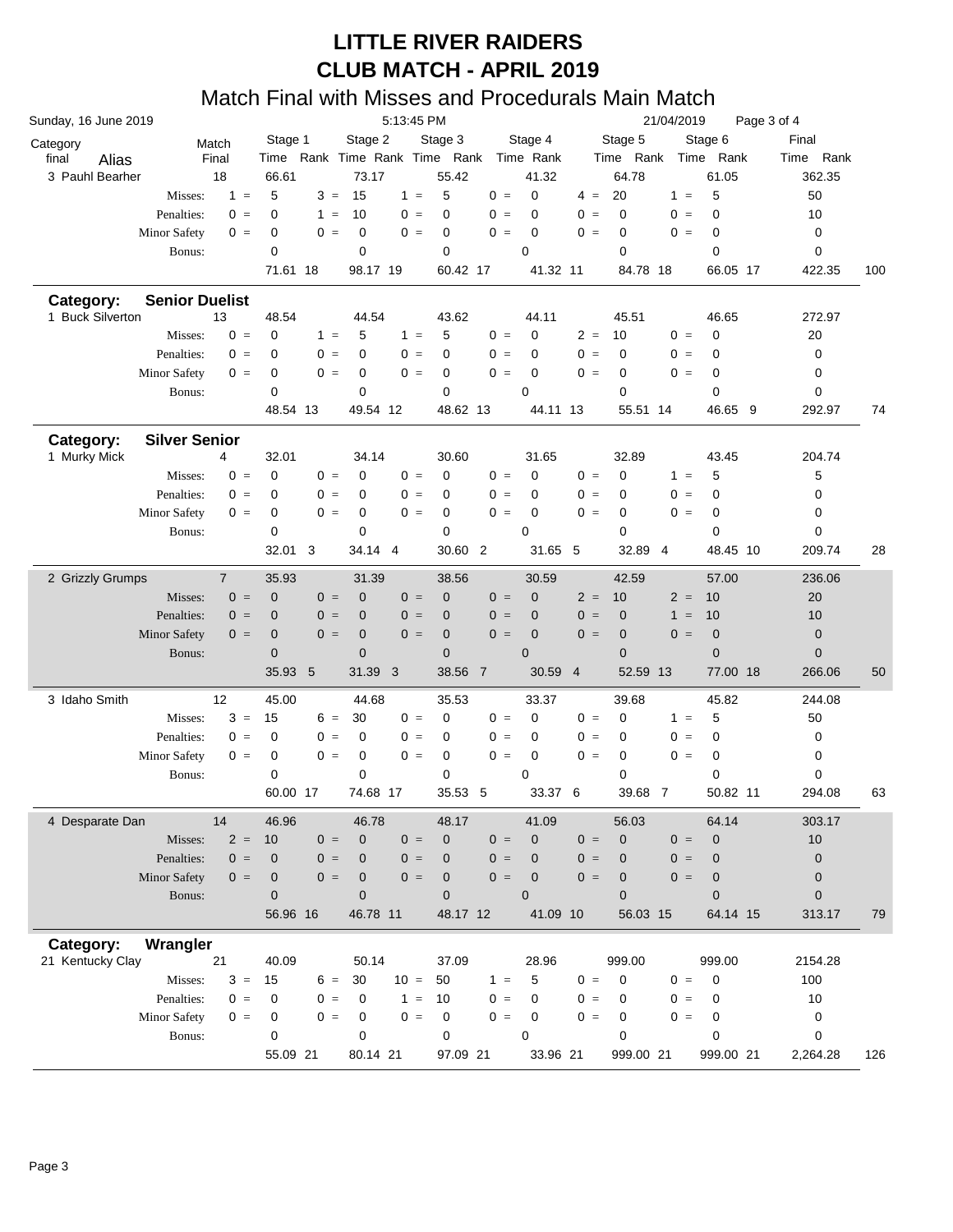# LITTLE RIVER RAIDERS

# CLUB MATCH - APRIL 2019

## Match Final with Misses and Procedurals Main Match

Sunday, 16 June 2019 — 5:13:45 PM — 21/04/2019

| Category final | Alias | Match Final | | Stage 1 Time | Rank | | Stage 2 Time | Rank | | Stage 3 Time | Rank | | Stage 4 Time | Rank | | Stage 5 Time | Rank | | Stage 6 Time | Rank | Final Time | Rank | |
|---|---|---|---|---|---|---|---|---|---|---|---|---|---|---|---|---|---|---|---|---|---|---|---|
| 3 | Pauhl Bearher | 18 | | 66.61 | | | 73.17 | | | 55.42 | | | 41.32 | | | 64.78 | | | 61.05 | | 362.35 | | |
| | Misses: | | 1 = | 5 | | 3 = | 15 | | 1 = | 5 | | 0 = | 0 | | 4 = | 20 | | 1 = | 5 | | 50 | | |
| | Penalties: | | 0 = | 0 | | 1 = | 10 | | 0 = | 0 | | 0 = | 0 | | 0 = | 0 | | 0 = | 0 | | 10 | | |
| | Minor Safety | | 0 = | 0 | | 0 = | 0 | | 0 = | 0 | | 0 = | 0 | | 0 = | 0 | | 0 = | 0 | | 0 | | |
| | Bonus: | | | 0 | | | 0 | | | 0 | | | 0 | | | 0 | | | 0 | | 0 | | |
| | | | | 71.61 | 18 | | 98.17 | 19 | | 60.42 | 17 | | 41.32 | 11 | | 84.78 | 18 | | 66.05 | 17 | 422.35 | | 100 |
| **Category:** | **Senior Duelist** | | | | | | | | | | | | | | | | | | | | | | |
| 1 | Buck Silverton | 13 | | 48.54 | | | 44.54 | | | 43.62 | | | 44.11 | | | 45.51 | | | 46.65 | | 272.97 | | |
| | Misses: | | 0 = | 0 | | 1 = | 5 | | 1 = | 5 | | 0 = | 0 | | 2 = | 10 | | 0 = | 0 | | 20 | | |
| | Penalties: | | 0 = | 0 | | 0 = | 0 | | 0 = | 0 | | 0 = | 0 | | 0 = | 0 | | 0 = | 0 | | 0 | | |
| | Minor Safety | | 0 = | 0 | | 0 = | 0 | | 0 = | 0 | | 0 = | 0 | | 0 = | 0 | | 0 = | 0 | | 0 | | |
| | Bonus: | | | 0 | | | 0 | | | 0 | | | 0 | | | 0 | | | 0 | | 0 | | |
| | | | | 48.54 | 13 | | 49.54 | 12 | | 48.62 | 13 | | 44.11 | 13 | | 55.51 | 14 | | 46.65 | 9 | 292.97 | | 74 |
| **Category:** | **Silver Senior** | | | | | | | | | | | | | | | | | | | | | | |
| 1 | Murky Mick | 4 | | 32.01 | | | 34.14 | | | 30.60 | | | 31.65 | | | 32.89 | | | 43.45 | | 204.74 | | |
| | Misses: | | 0 = | 0 | | 0 = | 0 | | 0 = | 0 | | 0 = | 0 | | 0 = | 0 | | 1 = | 5 | | 5 | | |
| | Penalties: | | 0 = | 0 | | 0 = | 0 | | 0 = | 0 | | 0 = | 0 | | 0 = | 0 | | 0 = | 0 | | 0 | | |
| | Minor Safety | | 0 = | 0 | | 0 = | 0 | | 0 = | 0 | | 0 = | 0 | | 0 = | 0 | | 0 = | 0 | | 0 | | |
| | Bonus: | | | 0 | | | 0 | | | 0 | | | 0 | | | 0 | | | 0 | | 0 | | |
| | | | | 32.01 | 3 | | 34.14 | 4 | | 30.60 | 2 | | 31.65 | 5 | | 32.89 | 4 | | 48.45 | 10 | 209.74 | | 28 |
| 2 | Grizzly Grumps | 7 | | 35.93 | | | 31.39 | | | 38.56 | | | 30.59 | | | 42.59 | | | 57.00 | | 236.06 | | |
| | Misses: | | 0 = | 0 | | 0 = | 0 | | 0 = | 0 | | 0 = | 0 | | 2 = | 10 | | 2 = | 10 | | 20 | | |
| | Penalties: | | 0 = | 0 | | 0 = | 0 | | 0 = | 0 | | 0 = | 0 | | 0 = | 0 | | 1 = | 10 | | 10 | | |
| | Minor Safety | | 0 = | 0 | | 0 = | 0 | | 0 = | 0 | | 0 = | 0 | | 0 = | 0 | | 0 = | 0 | | 0 | | |
| | Bonus: | | | 0 | | | 0 | | | 0 | | | 0 | | | 0 | | | 0 | | 0 | | |
| | | | | 35.93 | 5 | | 31.39 | 3 | | 38.56 | 7 | | 30.59 | 4 | | 52.59 | 13 | | 77.00 | 18 | 266.06 | | 50 |
| 3 | Idaho Smith | 12 | | 45.00 | | | 44.68 | | | 35.53 | | | 33.37 | | | 39.68 | | | 45.82 | | 244.08 | | |
| | Misses: | | 3 = | 15 | | 6 = | 30 | | 0 = | 0 | | 0 = | 0 | | 0 = | 0 | | 1 = | 5 | | 50 | | |
| | Penalties: | | 0 = | 0 | | 0 = | 0 | | 0 = | 0 | | 0 = | 0 | | 0 = | 0 | | 0 = | 0 | | 0 | | |
| | Minor Safety | | 0 = | 0 | | 0 = | 0 | | 0 = | 0 | | 0 = | 0 | | 0 = | 0 | | 0 = | 0 | | 0 | | |
| | Bonus: | | | 0 | | | 0 | | | 0 | | | 0 | | | 0 | | | 0 | | 0 | | |
| | | | | 60.00 | 17 | | 74.68 | 17 | | 35.53 | 5 | | 33.37 | 6 | | 39.68 | 7 | | 50.82 | 11 | 294.08 | | 63 |
| 4 | Desparate Dan | 14 | | 46.96 | | | 46.78 | | | 48.17 | | | 41.09 | | | 56.03 | | | 64.14 | | 303.17 | | |
| | Misses: | | 2 = | 10 | | 0 = | 0 | | 0 = | 0 | | 0 = | 0 | | 0 = | 0 | | 0 = | 0 | | 10 | | |
| | Penalties: | | 0 = | 0 | | 0 = | 0 | | 0 = | 0 | | 0 = | 0 | | 0 = | 0 | | 0 = | 0 | | 0 | | |
| | Minor Safety | | 0 = | 0 | | 0 = | 0 | | 0 = | 0 | | 0 = | 0 | | 0 = | 0 | | 0 = | 0 | | 0 | | |
| | Bonus: | | | 0 | | | 0 | | | 0 | | | 0 | | | 0 | | | 0 | | 0 | | |
| | | | | 56.96 | 16 | | 46.78 | 11 | | 48.17 | 12 | | 41.09 | 10 | | 56.03 | 15 | | 64.14 | 15 | 313.17 | | 79 |
| **Category:** | **Wrangler** | | | | | | | | | | | | | | | | | | | | | | |
| 21 | Kentucky Clay | 21 | | 40.09 | | | 50.14 | | | 37.09 | | | 28.96 | | | 999.00 | | | 999.00 | | 2154.28 | | |
| | Misses: | | 3 = | 15 | | 6 = | 30 | | 10 = | 50 | | 1 = | 5 | | 0 = | 0 | | 0 = | 0 | | 100 | | |
| | Penalties: | | 0 = | 0 | | 0 = | 0 | | 1 = | 10 | | 0 = | 0 | | 0 = | 0 | | 0 = | 0 | | 10 | | |
| | Minor Safety | | 0 = | 0 | | 0 = | 0 | | 0 = | 0 | | 0 = | 0 | | 0 = | 0 | | 0 = | 0 | | 0 | | |
| | Bonus: | | | 0 | | | 0 | | | 0 | | | 0 | | | 0 | | | 0 | | 0 | | |
| | | | | 55.09 | 21 | | 80.14 | 21 | | 97.09 | 21 | | 33.96 | 21 | | 999.00 | 21 | | 999.00 | 21 | 2,264.28 | | 126 |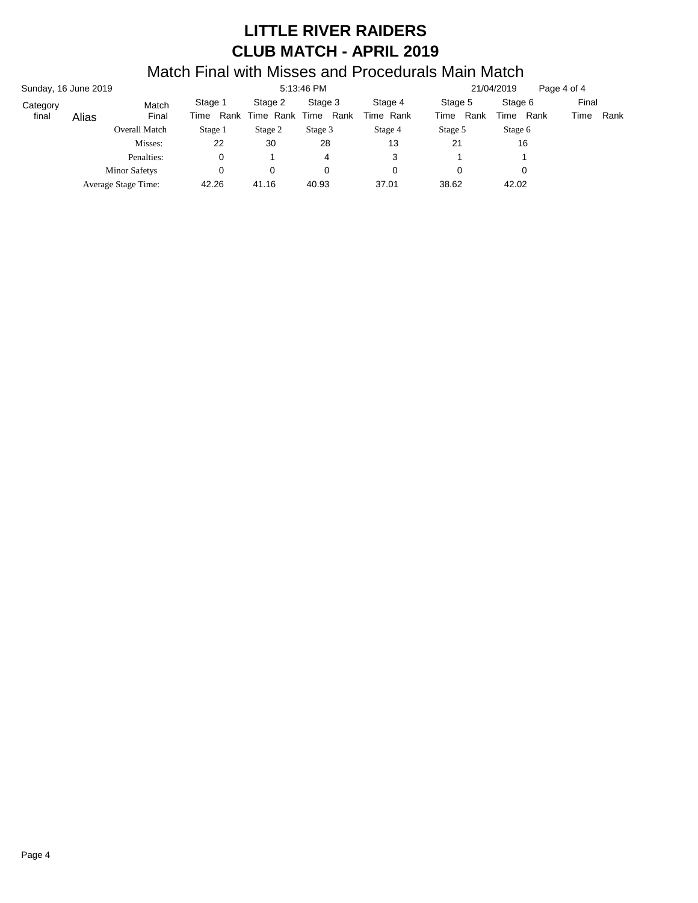# LITTLE RIVER RAIDERS

# CLUB MATCH - APRIL 2019

## Match Final with Misses and Procedurals Main Match

Sunday, 16 June 2019 5:13:46 PM 21/04/2019

| Category final | Alias | Match Final | Stage 1 Time Rank | Stage 2 Time Rank | Stage 3 Time Rank | Stage 4 Time Rank | Stage 5 Time Rank | Stage 6 Time Rank | Final Time Rank |
|---|---|---|---|---|---|---|---|---|---|
| | | Overall Match | Stage 1 | Stage 2 | Stage 3 | Stage 4 | Stage 5 | Stage 6 | |
| | | Misses: | 22 | 30 | 28 | 13 | 21 | 16 | |
| | | Penalties: | 0 | 1 | 4 | 3 | 1 | 1 | |
| | | Minor Safetys | 0 | 0 | 0 | 0 | 0 | 0 | |
| | | Average Stage Time: | 42.26 | 41.16 | 40.93 | 37.01 | 38.62 | 42.02 | |